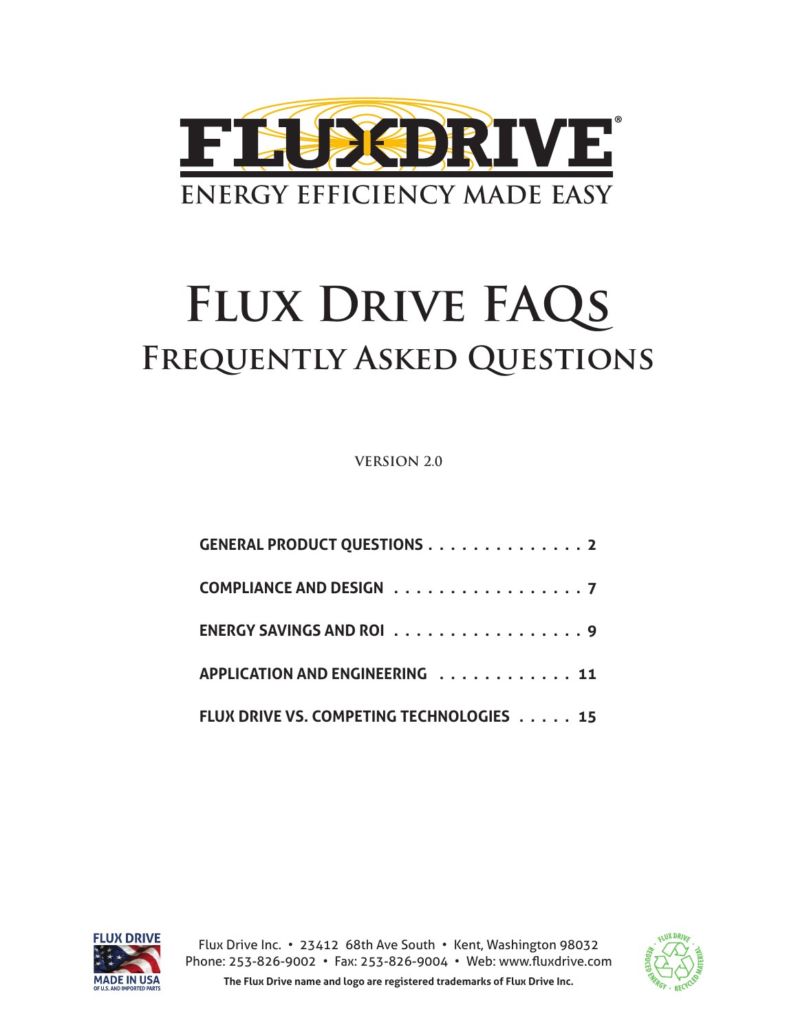FLUXDRIVE®

ENERGY EFFICIENCY MADE EASY

# Flux Drive FAQs

## Frequently Asked Questions

VERSION 2.0

| | |
|---|---|
| **GENERAL PRODUCT QUESTIONS** | **2** |
| **COMPLIANCE AND DESIGN** | **7** |
| **ENERGY SAVINGS AND ROI** | **9** |
| **APPLICATION AND ENGINEERING** | **11** |
| **FLUX DRIVE VS. COMPETING TECHNOLOGIES** | **15** |

FLUX DRIVE MADE IN USA OF U.S. AND IMPORTED PARTS

Flux Drive Inc. • 23412 68th Ave South • Kent, Washington 98032
Phone: 253-826-9002 • Fax: 253-826-9004 • Web: www.fluxdrive.com

**The Flux Drive name and logo are registered trademarks of Flux Drive Inc.**

FLUX DRIVE · REDUCED ENERGY · RECYCLED MATERIAL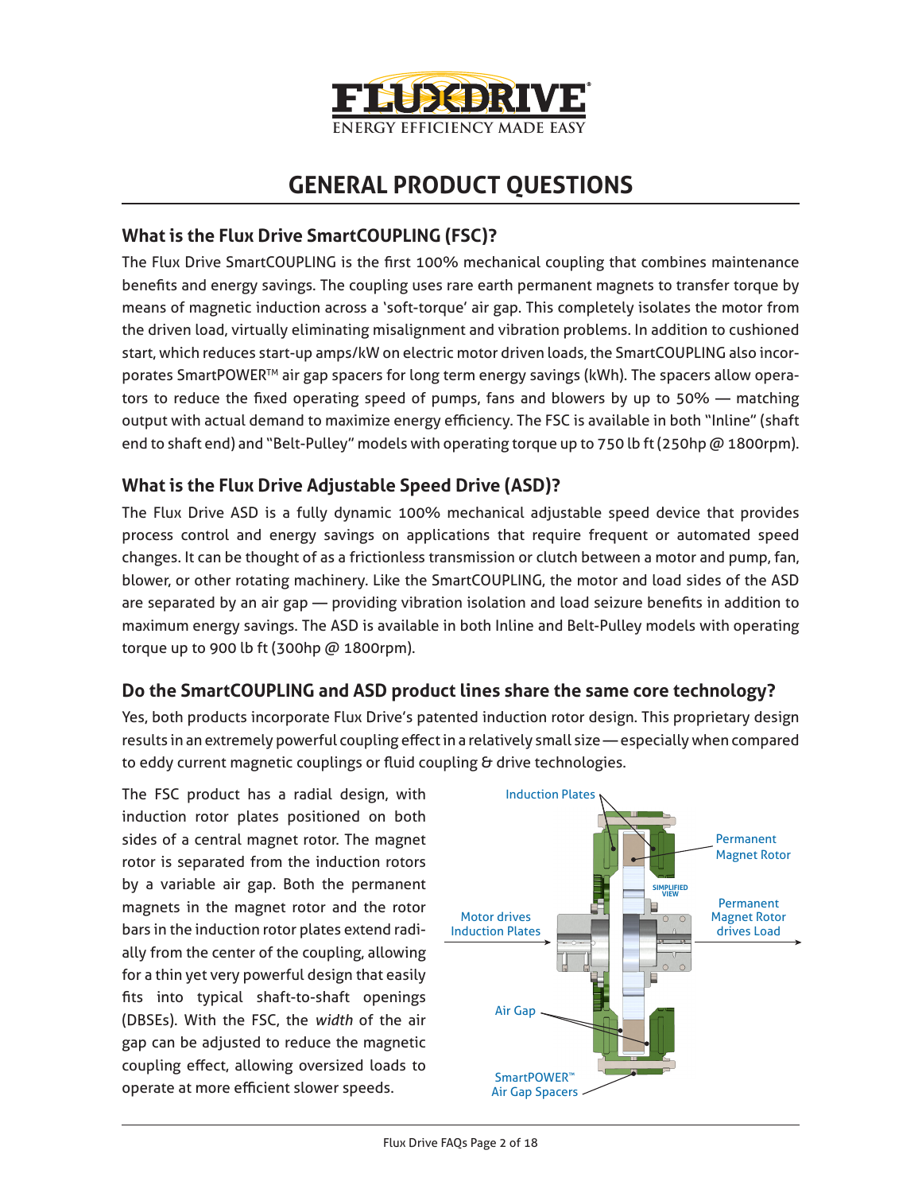# GENERAL PRODUCT QUESTIONS

## What is the Flux Drive SmartCOUPLING (FSC)?

The Flux Drive SmartCOUPLING is the first 100% mechanical coupling that combines maintenance benefits and energy savings. The coupling uses rare earth permanent magnets to transfer torque by means of magnetic induction across a 'soft-torque' air gap. This completely isolates the motor from the driven load, virtually eliminating misalignment and vibration problems. In addition to cushioned start, which reduces start-up amps/kW on electric motor driven loads, the SmartCOUPLING also incorporates SmartPOWER™ air gap spacers for long term energy savings (kWh). The spacers allow operators to reduce the fixed operating speed of pumps, fans and blowers by up to 50% — matching output with actual demand to maximize energy efficiency. The FSC is available in both "Inline" (shaft end to shaft end) and "Belt-Pulley" models with operating torque up to 750 lb ft (250hp @ 1800rpm).

## What is the Flux Drive Adjustable Speed Drive (ASD)?

The Flux Drive ASD is a fully dynamic 100% mechanical adjustable speed device that provides process control and energy savings on applications that require frequent or automated speed changes. It can be thought of as a frictionless transmission or clutch between a motor and pump, fan, blower, or other rotating machinery. Like the SmartCOUPLING, the motor and load sides of the ASD are separated by an air gap — providing vibration isolation and load seizure benefits in addition to maximum energy savings. The ASD is available in both Inline and Belt-Pulley models with operating torque up to 900 lb ft (300hp @ 1800rpm).

## Do the SmartCOUPLING and ASD product lines share the same core technology?

Yes, both products incorporate Flux Drive's patented induction rotor design. This proprietary design results in an extremely powerful coupling effect in a relatively small size — especially when compared to eddy current magnetic couplings or fluid coupling & drive technologies.

The FSC product has a radial design, with induction rotor plates positioned on both sides of a central magnet rotor. The magnet rotor is separated from the induction rotors by a variable air gap. Both the permanent magnets in the magnet rotor and the rotor bars in the induction rotor plates extend radially from the center of the coupling, allowing for a thin yet very powerful design that easily fits into typical shaft-to-shaft openings (DBSEs). With the FSC, the *width* of the air gap can be adjusted to reduce the magnetic coupling effect, allowing oversized loads to operate at more efficient slower speeds.

Induction Plates; Permanent Magnet Rotor; SIMPLIFIED VIEW; Motor drives Induction Plates; Permanent Magnet Rotor drives Load; Air Gap; SmartPOWER™ Air Gap Spacers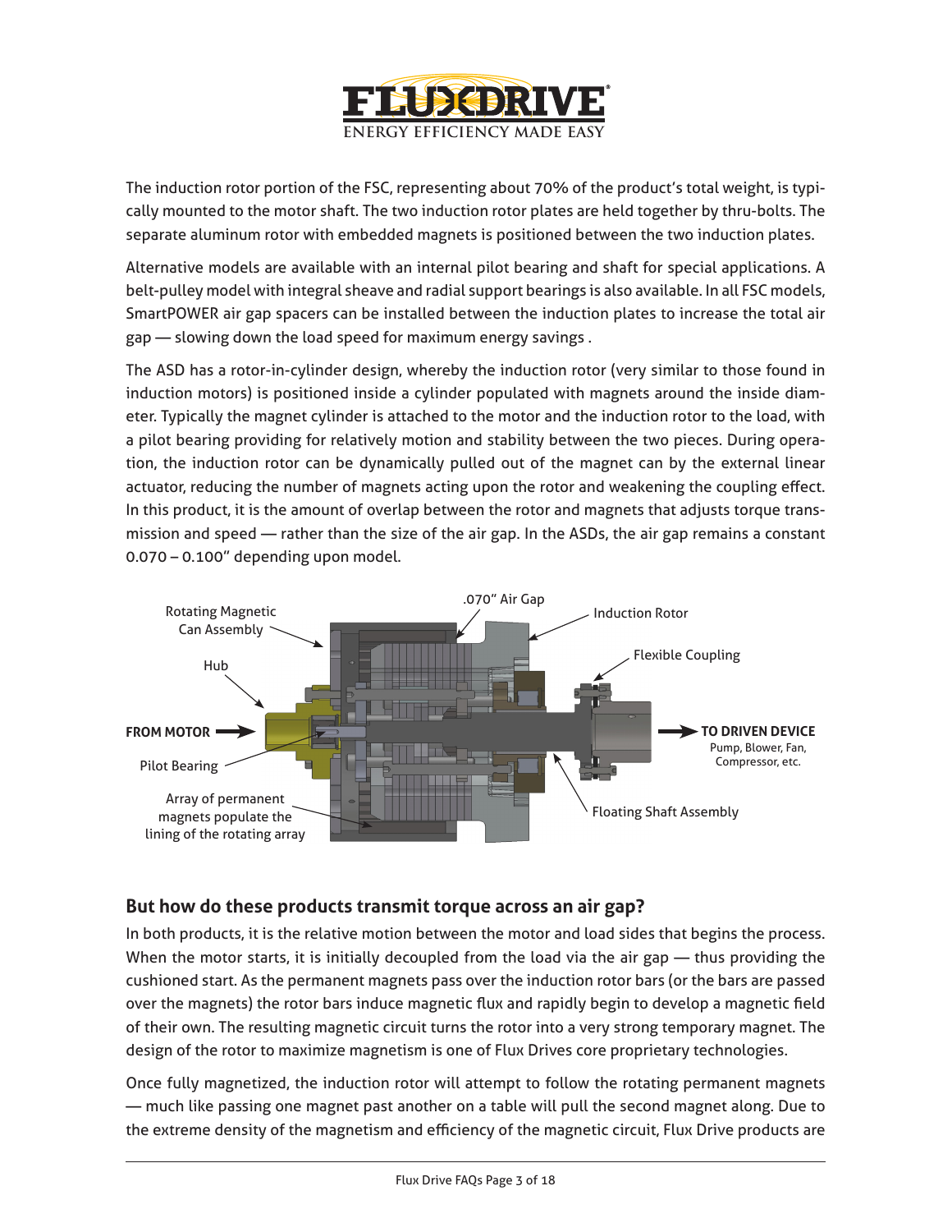The induction rotor portion of the FSC, representing about 70% of the product's total weight, is typically mounted to the motor shaft. The two induction rotor plates are held together by thru-bolts. The separate aluminum rotor with embedded magnets is positioned between the two induction plates.

Alternative models are available with an internal pilot bearing and shaft for special applications. A belt-pulley model with integral sheave and radial support bearings is also available. In all FSC models, SmartPOWER air gap spacers can be installed between the induction plates to increase the total air gap — slowing down the load speed for maximum energy savings .

The ASD has a rotor-in-cylinder design, whereby the induction rotor (very similar to those found in induction motors) is positioned inside a cylinder populated with magnets around the inside diameter. Typically the magnet cylinder is attached to the motor and the induction rotor to the load, with a pilot bearing providing for relatively motion and stability between the two pieces. During operation, the induction rotor can be dynamically pulled out of the magnet can by the external linear actuator, reducing the number of magnets acting upon the rotor and weakening the coupling effect. In this product, it is the amount of overlap between the rotor and magnets that adjusts torque transmission and speed — rather than the size of the air gap. In the ASDs, the air gap remains a constant 0.070 – 0.100" depending upon model.

Rotating Magnetic Can Assembly

.070" Air Gap

Induction Rotor

Hub

Flexible Coupling

**FROM MOTOR**

**TO DRIVEN DEVICE**
Pump, Blower, Fan, Compressor, etc.

Pilot Bearing

Array of permanent magnets populate the lining of the rotating array

Floating Shaft Assembly

## But how do these products transmit torque across an air gap?

In both products, it is the relative motion between the motor and load sides that begins the process. When the motor starts, it is initially decoupled from the load via the air gap — thus providing the cushioned start. As the permanent magnets pass over the induction rotor bars (or the bars are passed over the magnets) the rotor bars induce magnetic flux and rapidly begin to develop a magnetic field of their own. The resulting magnetic circuit turns the rotor into a very strong temporary magnet. The design of the rotor to maximize magnetism is one of Flux Drives core proprietary technologies.

Once fully magnetized, the induction rotor will attempt to follow the rotating permanent magnets — much like passing one magnet past another on a table will pull the second magnet along. Due to the extreme density of the magnetism and efficiency of the magnetic circuit, Flux Drive products are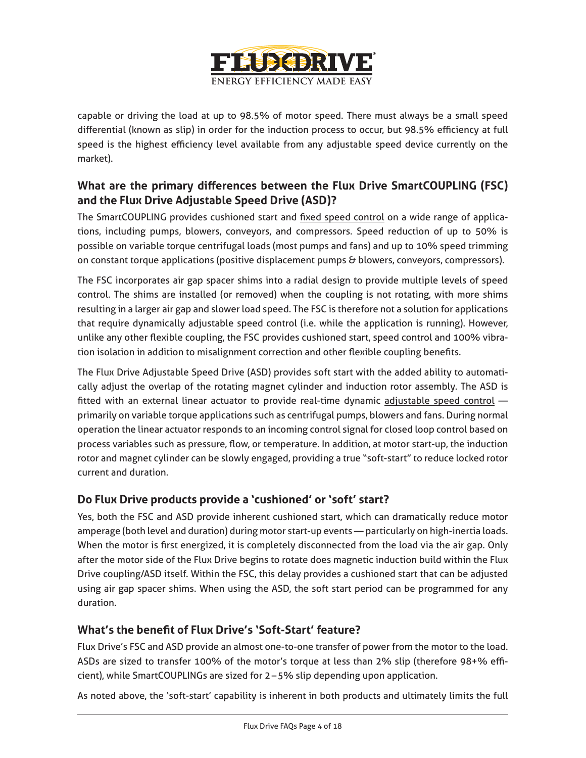capable or driving the load at up to 98.5% of motor speed. There must always be a small speed differential (known as slip) in order for the induction process to occur, but 98.5% efficiency at full speed is the highest efficiency level available from any adjustable speed device currently on the market).

## What are the primary differences between the Flux Drive SmartCOUPLING (FSC) and the Flux Drive Adjustable Speed Drive (ASD)?

The SmartCOUPLING provides cushioned start and fixed speed control on a wide range of applications, including pumps, blowers, conveyors, and compressors. Speed reduction of up to 50% is possible on variable torque centrifugal loads (most pumps and fans) and up to 10% speed trimming on constant torque applications (positive displacement pumps & blowers, conveyors, compressors).

The FSC incorporates air gap spacer shims into a radial design to provide multiple levels of speed control. The shims are installed (or removed) when the coupling is not rotating, with more shims resulting in a larger air gap and slower load speed. The FSC is therefore not a solution for applications that require dynamically adjustable speed control (i.e. while the application is running). However, unlike any other flexible coupling, the FSC provides cushioned start, speed control and 100% vibration isolation in addition to misalignment correction and other flexible coupling benefits.

The Flux Drive Adjustable Speed Drive (ASD) provides soft start with the added ability to automatically adjust the overlap of the rotating magnet cylinder and induction rotor assembly. The ASD is fitted with an external linear actuator to provide real-time dynamic adjustable speed control — primarily on variable torque applications such as centrifugal pumps, blowers and fans. During normal operation the linear actuator responds to an incoming control signal for closed loop control based on process variables such as pressure, flow, or temperature. In addition, at motor start-up, the induction rotor and magnet cylinder can be slowly engaged, providing a true "soft-start" to reduce locked rotor current and duration.

## Do Flux Drive products provide a 'cushioned' or 'soft' start?

Yes, both the FSC and ASD provide inherent cushioned start, which can dramatically reduce motor amperage (both level and duration) during motor start-up events — particularly on high-inertia loads. When the motor is first energized, it is completely disconnected from the load via the air gap. Only after the motor side of the Flux Drive begins to rotate does magnetic induction build within the Flux Drive coupling/ASD itself. Within the FSC, this delay provides a cushioned start that can be adjusted using air gap spacer shims. When using the ASD, the soft start period can be programmed for any duration.

## What's the benefit of Flux Drive's 'Soft-Start' feature?

Flux Drive's FSC and ASD provide an almost one-to-one transfer of power from the motor to the load. ASDs are sized to transfer 100% of the motor's torque at less than 2% slip (therefore 98+% efficient), while SmartCOUPLINGs are sized for 2 – 5% slip depending upon application.

As noted above, the 'soft-start' capability is inherent in both products and ultimately limits the full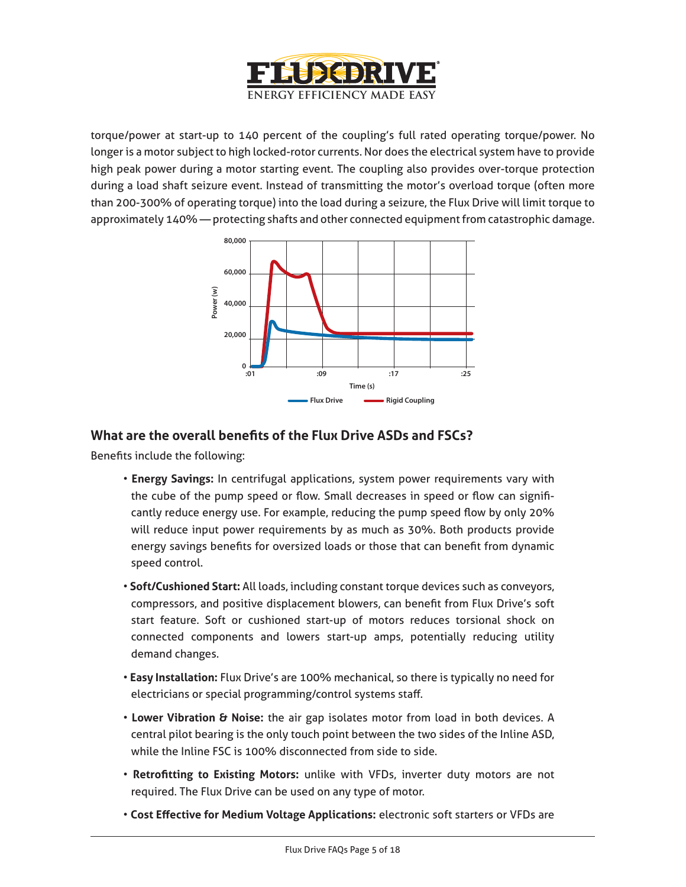torque/power at start-up to 140 percent of the coupling's full rated operating torque/power. No longer is a motor subject to high locked-rotor currents. Nor does the electrical system have to provide high peak power during a motor starting event. The coupling also provides over-torque protection during a load shaft seizure event. Instead of transmitting the motor's overload torque (often more than 200-300% of operating torque) into the load during a seizure, the Flux Drive will limit torque to approximately 140% — protecting shafts and other connected equipment from catastrophic damage.

## What are the overall benefits of the Flux Drive ASDs and FSCs?

Benefits include the following:

- **Energy Savings:** In centrifugal applications, system power requirements vary with the cube of the pump speed or flow. Small decreases in speed or flow can significantly reduce energy use. For example, reducing the pump speed flow by only 20% will reduce input power requirements by as much as 30%. Both products provide energy savings benefits for oversized loads or those that can benefit from dynamic speed control.
- **Soft/Cushioned Start:** All loads, including constant torque devices such as conveyors, compressors, and positive displacement blowers, can benefit from Flux Drive's soft start feature. Soft or cushioned start-up of motors reduces torsional shock on connected components and lowers start-up amps, potentially reducing utility demand changes.
- **Easy Installation:** Flux Drive's are 100% mechanical, so there is typically no need for electricians or special programming/control systems staff.
- **Lower Vibration & Noise:** the air gap isolates motor from load in both devices. A central pilot bearing is the only touch point between the two sides of the Inline ASD, while the Inline FSC is 100% disconnected from side to side.
- **Retrofitting to Existing Motors:** unlike with VFDs, inverter duty motors are not required. The Flux Drive can be used on any type of motor.
- **Cost Effective for Medium Voltage Applications:** electronic soft starters or VFDs are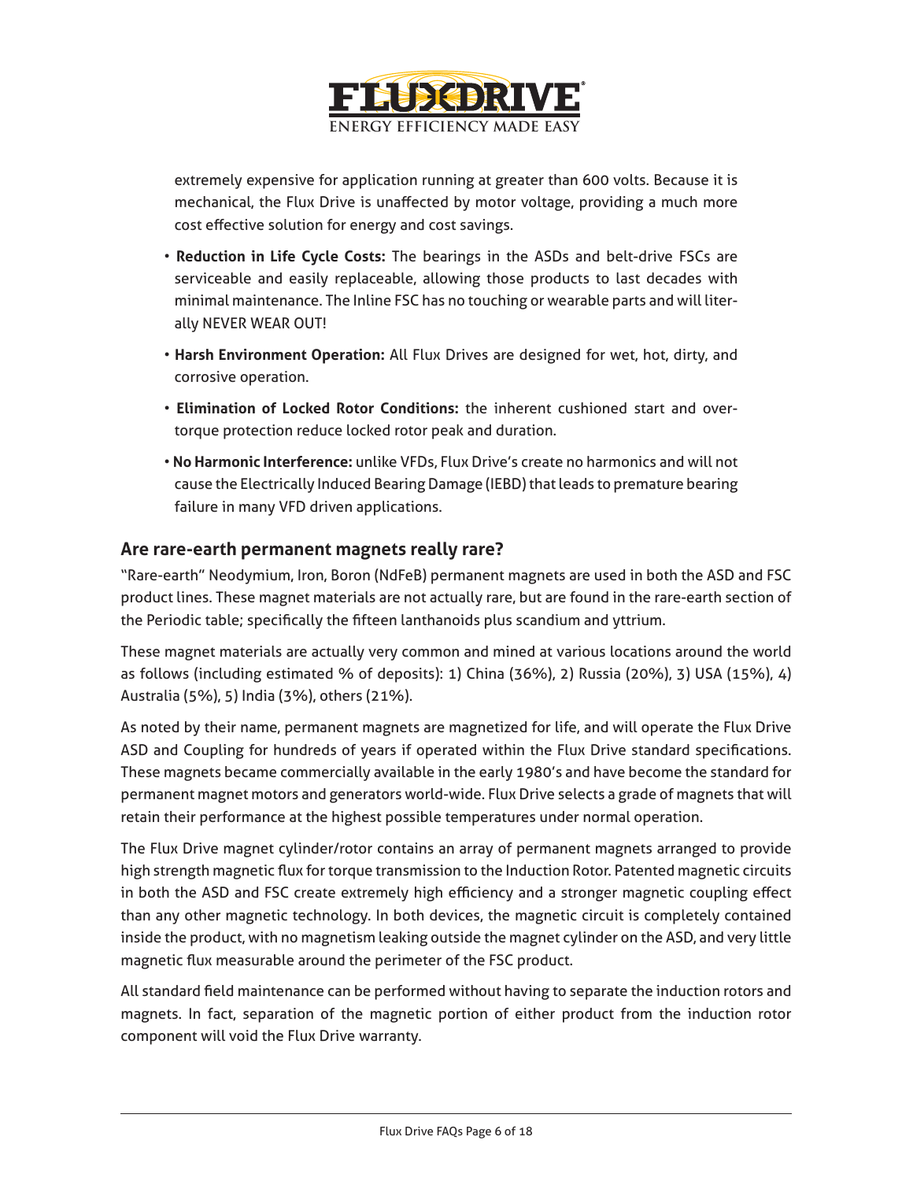extremely expensive for application running at greater than 600 volts. Because it is mechanical, the Flux Drive is unaffected by motor voltage, providing a much more cost effective solution for energy and cost savings.

- **Reduction in Life Cycle Costs:** The bearings in the ASDs and belt-drive FSCs are serviceable and easily replaceable, allowing those products to last decades with minimal maintenance. The Inline FSC has no touching or wearable parts and will literally NEVER WEAR OUT!
- **Harsh Environment Operation:** All Flux Drives are designed for wet, hot, dirty, and corrosive operation.
- **Elimination of Locked Rotor Conditions:** the inherent cushioned start and over-torque protection reduce locked rotor peak and duration.
- **No Harmonic Interference:** unlike VFDs, Flux Drive's create no harmonics and will not cause the Electrically Induced Bearing Damage (IEBD) that leads to premature bearing failure in many VFD driven applications.

## Are rare-earth permanent magnets really rare?

"Rare-earth" Neodymium, Iron, Boron (NdFeB) permanent magnets are used in both the ASD and FSC product lines. These magnet materials are not actually rare, but are found in the rare-earth section of the Periodic table; specifically the fifteen lanthanoids plus scandium and yttrium.

These magnet materials are actually very common and mined at various locations around the world as follows (including estimated % of deposits): 1) China (36%), 2) Russia (20%), 3) USA (15%), 4) Australia (5%), 5) India (3%), others (21%).

As noted by their name, permanent magnets are magnetized for life, and will operate the Flux Drive ASD and Coupling for hundreds of years if operated within the Flux Drive standard specifications. These magnets became commercially available in the early 1980's and have become the standard for permanent magnet motors and generators world-wide. Flux Drive selects a grade of magnets that will retain their performance at the highest possible temperatures under normal operation.

The Flux Drive magnet cylinder/rotor contains an array of permanent magnets arranged to provide high strength magnetic flux for torque transmission to the Induction Rotor. Patented magnetic circuits in both the ASD and FSC create extremely high efficiency and a stronger magnetic coupling effect than any other magnetic technology. In both devices, the magnetic circuit is completely contained inside the product, with no magnetism leaking outside the magnet cylinder on the ASD, and very little magnetic flux measurable around the perimeter of the FSC product.

All standard field maintenance can be performed without having to separate the induction rotors and magnets. In fact, separation of the magnetic portion of either product from the induction rotor component will void the Flux Drive warranty.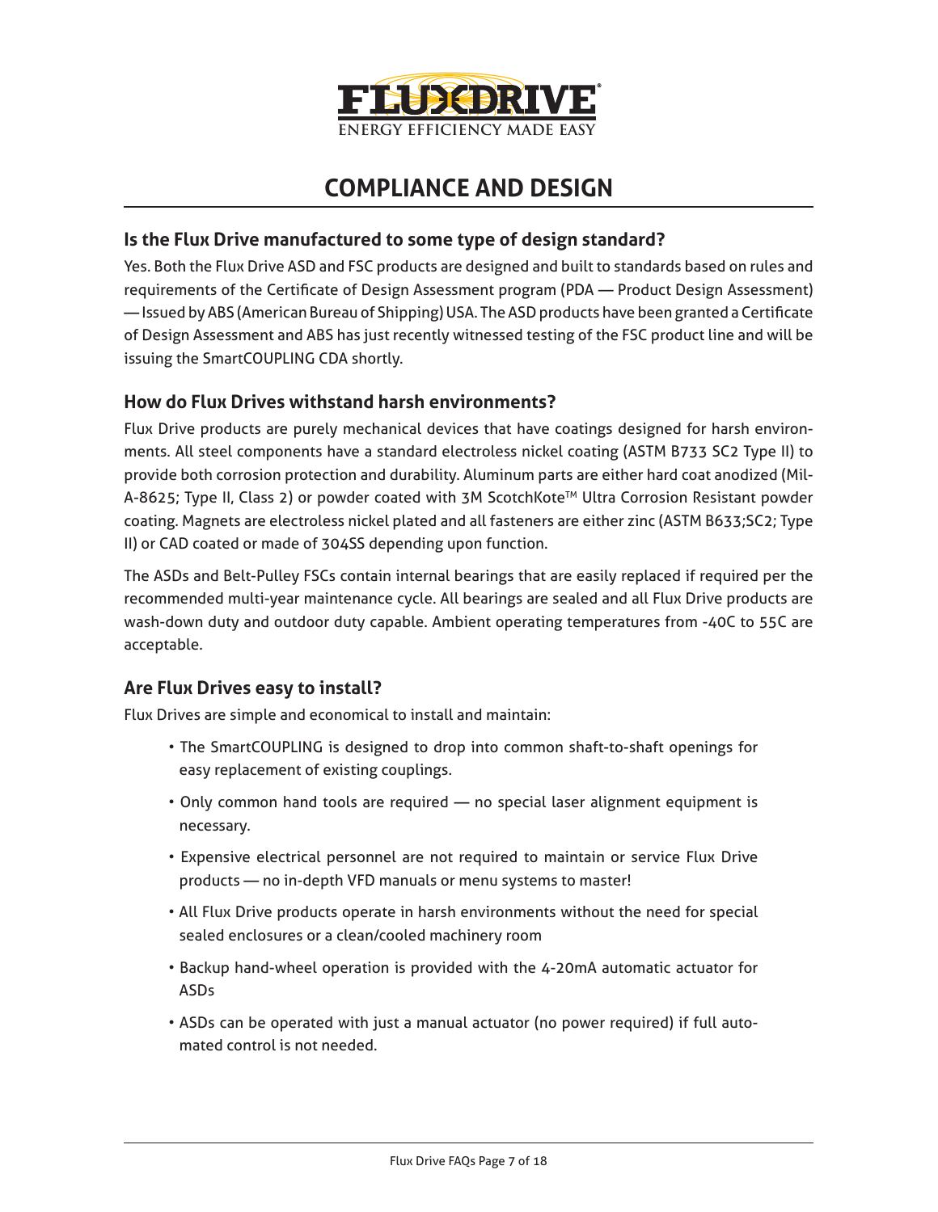FLUXDRIVE®
ENERGY EFFICIENCY MADE EASY

# COMPLIANCE AND DESIGN

## Is the Flux Drive manufactured to some type of design standard?

Yes. Both the Flux Drive ASD and FSC products are designed and built to standards based on rules and requirements of the Certificate of Design Assessment program (PDA — Product Design Assessment) — Issued by ABS (American Bureau of Shipping) USA. The ASD products have been granted a Certificate of Design Assessment and ABS has just recently witnessed testing of the FSC product line and will be issuing the SmartCOUPLING CDA shortly.

## How do Flux Drives withstand harsh environments?

Flux Drive products are purely mechanical devices that have coatings designed for harsh environments. All steel components have a standard electroless nickel coating (ASTM B733 SC2 Type II) to provide both corrosion protection and durability. Aluminum parts are either hard coat anodized (Mil-A-8625; Type II, Class 2) or powder coated with 3M ScotchKote™ Ultra Corrosion Resistant powder coating. Magnets are electroless nickel plated and all fasteners are either zinc (ASTM B633;SC2; Type II) or CAD coated or made of 304SS depending upon function.

The ASDs and Belt-Pulley FSCs contain internal bearings that are easily replaced if required per the recommended multi-year maintenance cycle. All bearings are sealed and all Flux Drive products are wash-down duty and outdoor duty capable. Ambient operating temperatures from -40C to 55C are acceptable.

## Are Flux Drives easy to install?

Flux Drives are simple and economical to install and maintain:

- The SmartCOUPLING is designed to drop into common shaft-to-shaft openings for easy replacement of existing couplings.
- Only common hand tools are required — no special laser alignment equipment is necessary.
- Expensive electrical personnel are not required to maintain or service Flux Drive products — no in-depth VFD manuals or menu systems to master!
- All Flux Drive products operate in harsh environments without the need for special sealed enclosures or a clean/cooled machinery room
- Backup hand-wheel operation is provided with the 4-20mA automatic actuator for ASDs
- ASDs can be operated with just a manual actuator (no power required) if full automated control is not needed.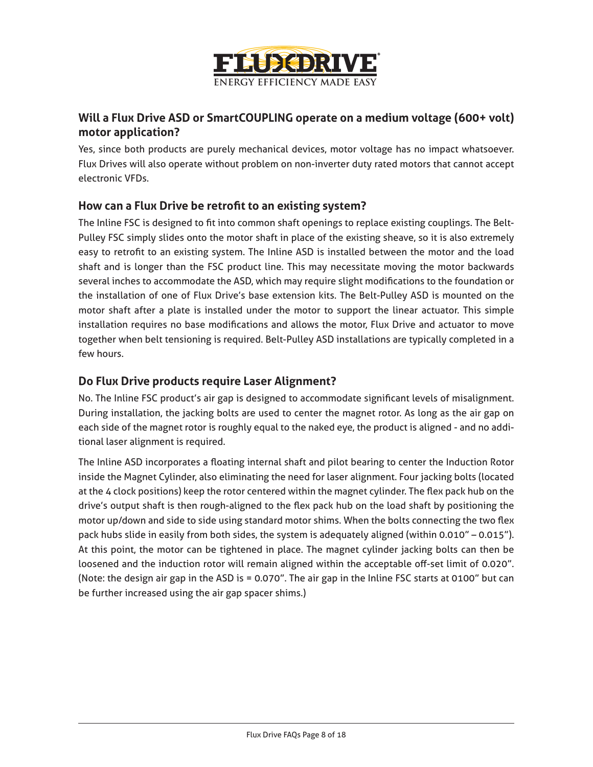## Will a Flux Drive ASD or SmartCOUPLING operate on a medium voltage (600+ volt) motor application?

Yes, since both products are purely mechanical devices, motor voltage has no impact whatsoever. Flux Drives will also operate without problem on non-inverter duty rated motors that cannot accept electronic VFDs.

## How can a Flux Drive be retrofit to an existing system?

The Inline FSC is designed to fit into common shaft openings to replace existing couplings. The Belt-Pulley FSC simply slides onto the motor shaft in place of the existing sheave, so it is also extremely easy to retrofit to an existing system. The Inline ASD is installed between the motor and the load shaft and is longer than the FSC product line. This may necessitate moving the motor backwards several inches to accommodate the ASD, which may require slight modifications to the foundation or the installation of one of Flux Drive's base extension kits. The Belt-Pulley ASD is mounted on the motor shaft after a plate is installed under the motor to support the linear actuator. This simple installation requires no base modifications and allows the motor, Flux Drive and actuator to move together when belt tensioning is required. Belt-Pulley ASD installations are typically completed in a few hours.

## Do Flux Drive products require Laser Alignment?

No. The Inline FSC product's air gap is designed to accommodate significant levels of misalignment. During installation, the jacking bolts are used to center the magnet rotor. As long as the air gap on each side of the magnet rotor is roughly equal to the naked eye, the product is aligned - and no additional laser alignment is required.

The Inline ASD incorporates a floating internal shaft and pilot bearing to center the Induction Rotor inside the Magnet Cylinder, also eliminating the need for laser alignment. Four jacking bolts (located at the 4 clock positions) keep the rotor centered within the magnet cylinder. The flex pack hub on the drive's output shaft is then rough-aligned to the flex pack hub on the load shaft by positioning the motor up/down and side to side using standard motor shims. When the bolts connecting the two flex pack hubs slide in easily from both sides, the system is adequately aligned (within 0.010" – 0.015"). At this point, the motor can be tightened in place. The magnet cylinder jacking bolts can then be loosened and the induction rotor will remain aligned within the acceptable off-set limit of 0.020". (Note: the design air gap in the ASD is = 0.070". The air gap in the Inline FSC starts at 0100" but can be further increased using the air gap spacer shims.)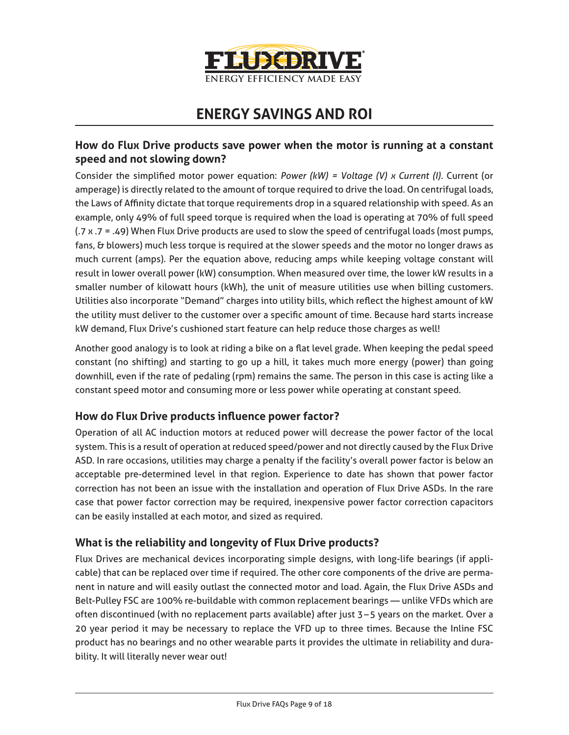FLUXDRIVE®

ENERGY EFFICIENCY MADE EASY

# ENERGY SAVINGS AND ROI

## How do Flux Drive products save power when the motor is running at a constant speed and not slowing down?

Consider the simplified motor power equation: *Power (kW) = Voltage (V) x Current (I)*. Current (or amperage) is directly related to the amount of torque required to drive the load. On centrifugal loads, the Laws of Affinity dictate that torque requirements drop in a squared relationship with speed. As an example, only 49% of full speed torque is required when the load is operating at 70% of full speed (.7 x .7 = .49) When Flux Drive products are used to slow the speed of centrifugal loads (most pumps, fans, & blowers) much less torque is required at the slower speeds and the motor no longer draws as much current (amps). Per the equation above, reducing amps while keeping voltage constant will result in lower overall power (kW) consumption. When measured over time, the lower kW results in a smaller number of kilowatt hours (kWh), the unit of measure utilities use when billing customers. Utilities also incorporate "Demand" charges into utility bills, which reflect the highest amount of kW the utility must deliver to the customer over a specific amount of time. Because hard starts increase kW demand, Flux Drive's cushioned start feature can help reduce those charges as well!

Another good analogy is to look at riding a bike on a flat level grade. When keeping the pedal speed constant (no shifting) and starting to go up a hill, it takes much more energy (power) than going downhill, even if the rate of pedaling (rpm) remains the same. The person in this case is acting like a constant speed motor and consuming more or less power while operating at constant speed.

## How do Flux Drive products influence power factor?

Operation of all AC induction motors at reduced power will decrease the power factor of the local system. This is a result of operation at reduced speed/power and not directly caused by the Flux Drive ASD. In rare occasions, utilities may charge a penalty if the facility's overall power factor is below an acceptable pre-determined level in that region. Experience to date has shown that power factor correction has not been an issue with the installation and operation of Flux Drive ASDs. In the rare case that power factor correction may be required, inexpensive power factor correction capacitors can be easily installed at each motor, and sized as required.

## What is the reliability and longevity of Flux Drive products?

Flux Drives are mechanical devices incorporating simple designs, with long-life bearings (if applicable) that can be replaced over time if required. The other core components of the drive are permanent in nature and will easily outlast the connected motor and load. Again, the Flux Drive ASDs and Belt-Pulley FSC are 100% re-buildable with common replacement bearings — unlike VFDs which are often discontinued (with no replacement parts available) after just 3–5 years on the market. Over a 20 year period it may be necessary to replace the VFD up to three times. Because the Inline FSC product has no bearings and no other wearable parts it provides the ultimate in reliability and durability. It will literally never wear out!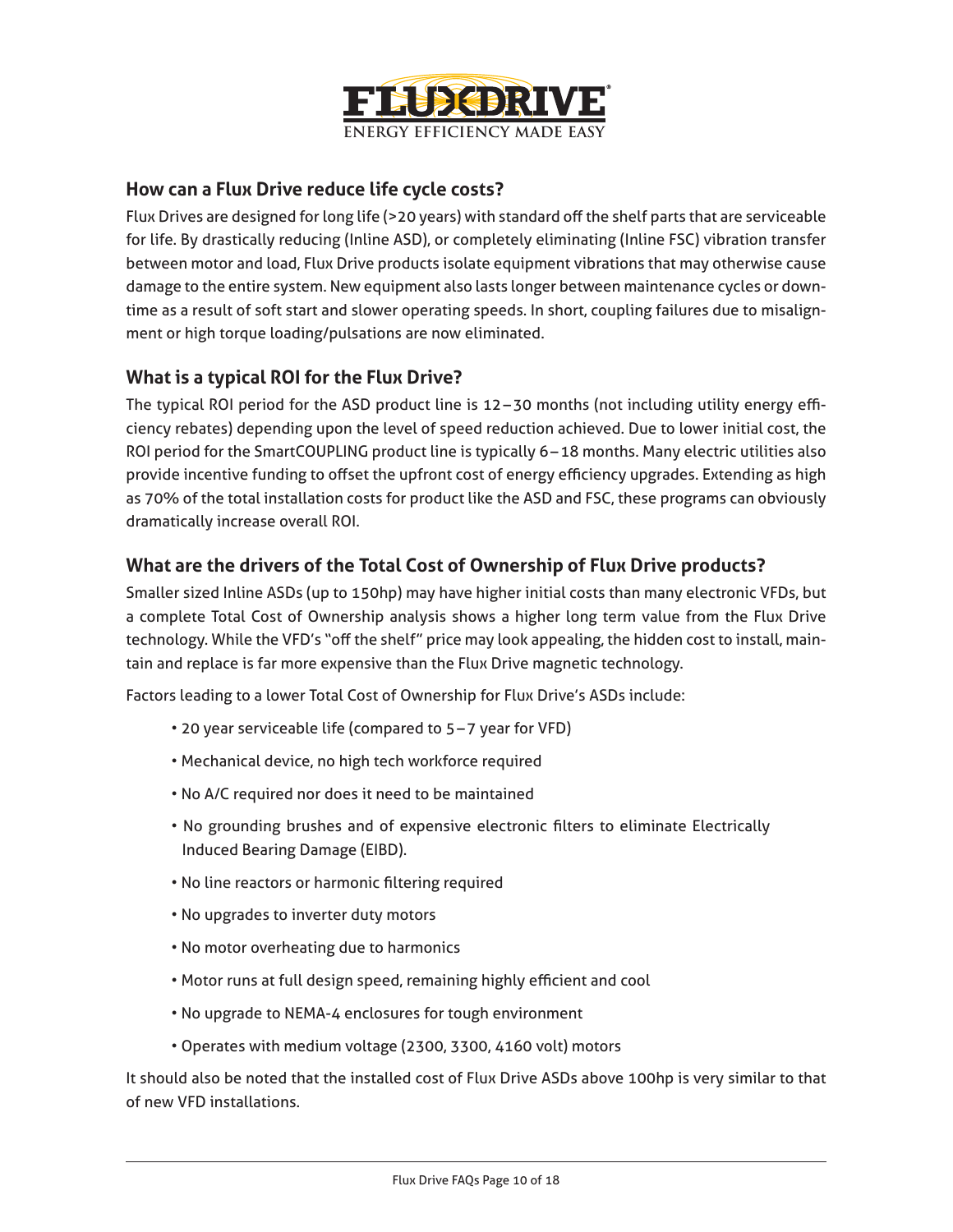## How can a Flux Drive reduce life cycle costs?

Flux Drives are designed for long life (>20 years) with standard off the shelf parts that are serviceable for life. By drastically reducing (Inline ASD), or completely eliminating (Inline FSC) vibration transfer between motor and load, Flux Drive products isolate equipment vibrations that may otherwise cause damage to the entire system. New equipment also lasts longer between maintenance cycles or downtime as a result of soft start and slower operating speeds. In short, coupling failures due to misalignment or high torque loading/pulsations are now eliminated.

## What is a typical ROI for the Flux Drive?

The typical ROI period for the ASD product line is 12–30 months (not including utility energy efficiency rebates) depending upon the level of speed reduction achieved. Due to lower initial cost, the ROI period for the SmartCOUPLING product line is typically 6–18 months. Many electric utilities also provide incentive funding to offset the upfront cost of energy efficiency upgrades. Extending as high as 70% of the total installation costs for product like the ASD and FSC, these programs can obviously dramatically increase overall ROI.

## What are the drivers of the Total Cost of Ownership of Flux Drive products?

Smaller sized Inline ASDs (up to 150hp) may have higher initial costs than many electronic VFDs, but a complete Total Cost of Ownership analysis shows a higher long term value from the Flux Drive technology. While the VFD's "off the shelf" price may look appealing, the hidden cost to install, maintain and replace is far more expensive than the Flux Drive magnetic technology.

Factors leading to a lower Total Cost of Ownership for Flux Drive's ASDs include:

- 20 year serviceable life (compared to 5–7 year for VFD)
- Mechanical device, no high tech workforce required
- No A/C required nor does it need to be maintained
- No grounding brushes and of expensive electronic filters to eliminate Electrically Induced Bearing Damage (EIBD).
- No line reactors or harmonic filtering required
- No upgrades to inverter duty motors
- No motor overheating due to harmonics
- Motor runs at full design speed, remaining highly efficient and cool
- No upgrade to NEMA-4 enclosures for tough environment
- Operates with medium voltage (2300, 3300, 4160 volt) motors

It should also be noted that the installed cost of Flux Drive ASDs above 100hp is very similar to that of new VFD installations.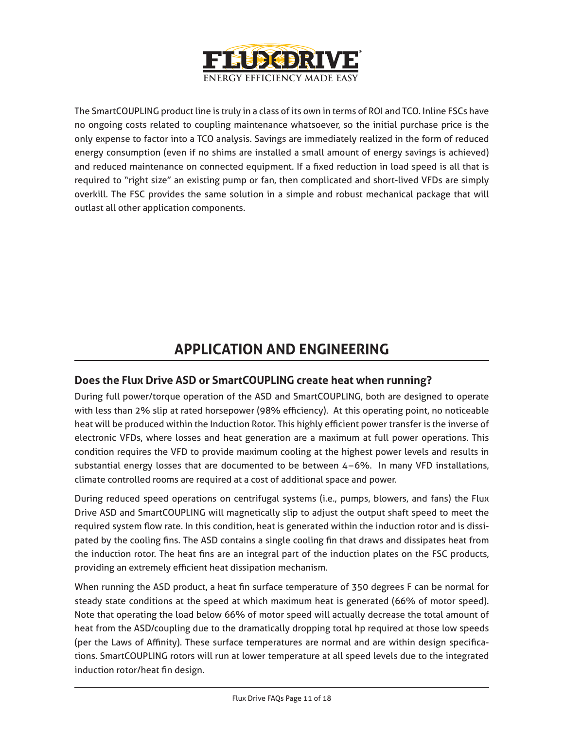The SmartCOUPLING product line is truly in a class of its own in terms of ROI and TCO. Inline FSCs have no ongoing costs related to coupling maintenance whatsoever, so the initial purchase price is the only expense to factor into a TCO analysis. Savings are immediately realized in the form of reduced energy consumption (even if no shims are installed a small amount of energy savings is achieved) and reduced maintenance on connected equipment. If a fixed reduction in load speed is all that is required to "right size" an existing pump or fan, then complicated and short-lived VFDs are simply overkill. The FSC provides the same solution in a simple and robust mechanical package that will outlast all other application components.

# APPLICATION AND ENGINEERING

## Does the Flux Drive ASD or SmartCOUPLING create heat when running?

During full power/torque operation of the ASD and SmartCOUPLING, both are designed to operate with less than 2% slip at rated horsepower (98% efficiency). At this operating point, no noticeable heat will be produced within the Induction Rotor. This highly efficient power transfer is the inverse of electronic VFDs, where losses and heat generation are a maximum at full power operations. This condition requires the VFD to provide maximum cooling at the highest power levels and results in substantial energy losses that are documented to be between 4–6%. In many VFD installations, climate controlled rooms are required at a cost of additional space and power.

During reduced speed operations on centrifugal systems (i.e., pumps, blowers, and fans) the Flux Drive ASD and SmartCOUPLING will magnetically slip to adjust the output shaft speed to meet the required system flow rate. In this condition, heat is generated within the induction rotor and is dissipated by the cooling fins. The ASD contains a single cooling fin that draws and dissipates heat from the induction rotor. The heat fins are an integral part of the induction plates on the FSC products, providing an extremely efficient heat dissipation mechanism.

When running the ASD product, a heat fin surface temperature of 350 degrees F can be normal for steady state conditions at the speed at which maximum heat is generated (66% of motor speed). Note that operating the load below 66% of motor speed will actually decrease the total amount of heat from the ASD/coupling due to the dramatically dropping total hp required at those low speeds (per the Laws of Affinity). These surface temperatures are normal and are within design specifications. SmartCOUPLING rotors will run at lower temperature at all speed levels due to the integrated induction rotor/heat fin design.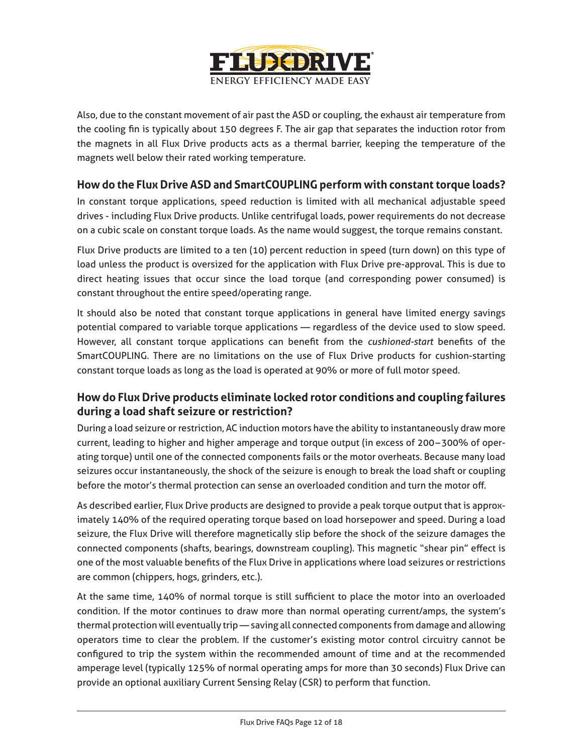Also, due to the constant movement of air past the ASD or coupling, the exhaust air temperature from the cooling fin is typically about 150 degrees F. The air gap that separates the induction rotor from the magnets in all Flux Drive products acts as a thermal barrier, keeping the temperature of the magnets well below their rated working temperature.

## How do the Flux Drive ASD and SmartCOUPLING perform with constant torque loads?

In constant torque applications, speed reduction is limited with all mechanical adjustable speed drives - including Flux Drive products. Unlike centrifugal loads, power requirements do not decrease on a cubic scale on constant torque loads. As the name would suggest, the torque remains constant.

Flux Drive products are limited to a ten (10) percent reduction in speed (turn down) on this type of load unless the product is oversized for the application with Flux Drive pre-approval. This is due to direct heating issues that occur since the load torque (and corresponding power consumed) is constant throughout the entire speed/operating range.

It should also be noted that constant torque applications in general have limited energy savings potential compared to variable torque applications — regardless of the device used to slow speed. However, all constant torque applications can benefit from the *cushioned-start* benefits of the SmartCOUPLING. There are no limitations on the use of Flux Drive products for cushion-starting constant torque loads as long as the load is operated at 90% or more of full motor speed.

## How do Flux Drive products eliminate locked rotor conditions and coupling failures during a load shaft seizure or restriction?

During a load seizure or restriction, AC induction motors have the ability to instantaneously draw more current, leading to higher and higher amperage and torque output (in excess of 200–300% of operating torque) until one of the connected components fails or the motor overheats. Because many load seizures occur instantaneously, the shock of the seizure is enough to break the load shaft or coupling before the motor's thermal protection can sense an overloaded condition and turn the motor off.

As described earlier, Flux Drive products are designed to provide a peak torque output that is approximately 140% of the required operating torque based on load horsepower and speed. During a load seizure, the Flux Drive will therefore magnetically slip before the shock of the seizure damages the connected components (shafts, bearings, downstream coupling). This magnetic "shear pin" effect is one of the most valuable benefits of the Flux Drive in applications where load seizures or restrictions are common (chippers, hogs, grinders, etc.).

At the same time, 140% of normal torque is still sufficient to place the motor into an overloaded condition. If the motor continues to draw more than normal operating current/amps, the system's thermal protection will eventually trip — saving all connected components from damage and allowing operators time to clear the problem. If the customer's existing motor control circuitry cannot be configured to trip the system within the recommended amount of time and at the recommended amperage level (typically 125% of normal operating amps for more than 30 seconds) Flux Drive can provide an optional auxiliary Current Sensing Relay (CSR) to perform that function.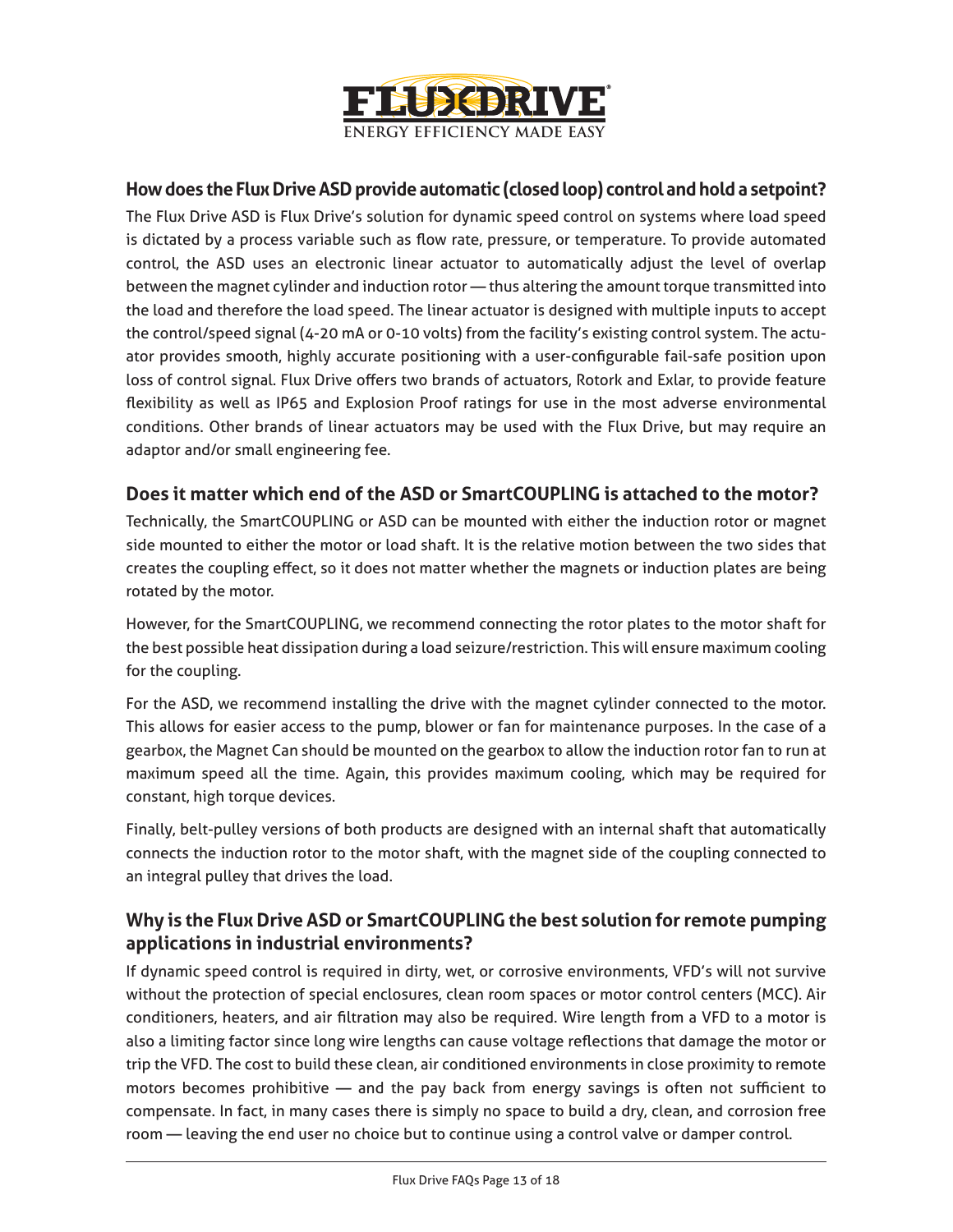## How does the Flux Drive ASD provide automatic (closed loop) control and hold a setpoint?

The Flux Drive ASD is Flux Drive's solution for dynamic speed control on systems where load speed is dictated by a process variable such as flow rate, pressure, or temperature. To provide automated control, the ASD uses an electronic linear actuator to automatically adjust the level of overlap between the magnet cylinder and induction rotor — thus altering the amount torque transmitted into the load and therefore the load speed. The linear actuator is designed with multiple inputs to accept the control/speed signal (4-20 mA or 0-10 volts) from the facility's existing control system. The actuator provides smooth, highly accurate positioning with a user-configurable fail-safe position upon loss of control signal. Flux Drive offers two brands of actuators, Rotork and Exlar, to provide feature flexibility as well as IP65 and Explosion Proof ratings for use in the most adverse environmental conditions. Other brands of linear actuators may be used with the Flux Drive, but may require an adaptor and/or small engineering fee.

## Does it matter which end of the ASD or SmartCOUPLING is attached to the motor?

Technically, the SmartCOUPLING or ASD can be mounted with either the induction rotor or magnet side mounted to either the motor or load shaft. It is the relative motion between the two sides that creates the coupling effect, so it does not matter whether the magnets or induction plates are being rotated by the motor.

However, for the SmartCOUPLING, we recommend connecting the rotor plates to the motor shaft for the best possible heat dissipation during a load seizure/restriction. This will ensure maximum cooling for the coupling.

For the ASD, we recommend installing the drive with the magnet cylinder connected to the motor. This allows for easier access to the pump, blower or fan for maintenance purposes. In the case of a gearbox, the Magnet Can should be mounted on the gearbox to allow the induction rotor fan to run at maximum speed all the time. Again, this provides maximum cooling, which may be required for constant, high torque devices.

Finally, belt-pulley versions of both products are designed with an internal shaft that automatically connects the induction rotor to the motor shaft, with the magnet side of the coupling connected to an integral pulley that drives the load.

## Why is the Flux Drive ASD or SmartCOUPLING the best solution for remote pumping applications in industrial environments?

If dynamic speed control is required in dirty, wet, or corrosive environments, VFD's will not survive without the protection of special enclosures, clean room spaces or motor control centers (MCC). Air conditioners, heaters, and air filtration may also be required. Wire length from a VFD to a motor is also a limiting factor since long wire lengths can cause voltage reflections that damage the motor or trip the VFD. The cost to build these clean, air conditioned environments in close proximity to remote motors becomes prohibitive — and the pay back from energy savings is often not sufficient to compensate. In fact, in many cases there is simply no space to build a dry, clean, and corrosion free room — leaving the end user no choice but to continue using a control valve or damper control.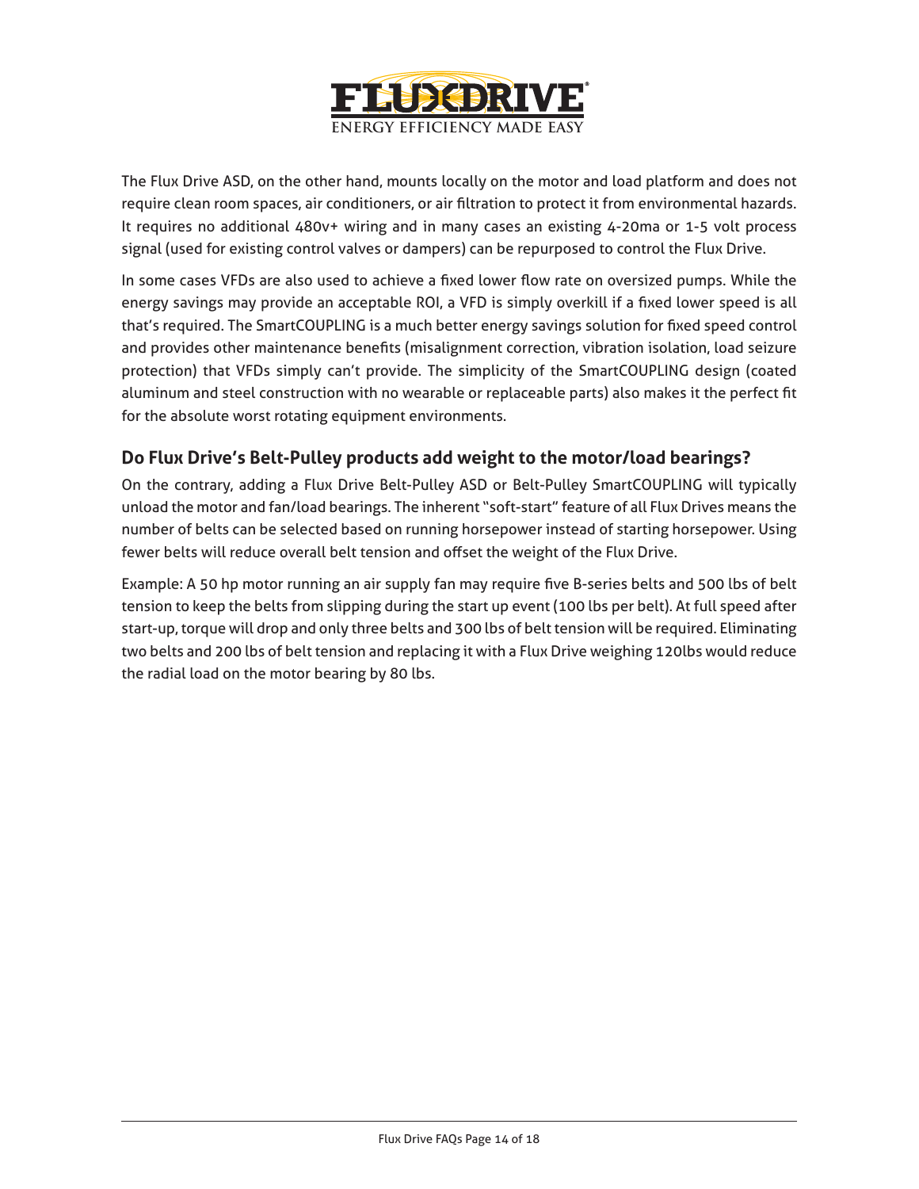The Flux Drive ASD, on the other hand, mounts locally on the motor and load platform and does not require clean room spaces, air conditioners, or air filtration to protect it from environmental hazards. It requires no additional 480v+ wiring and in many cases an existing 4-20ma or 1-5 volt process signal (used for existing control valves or dampers) can be repurposed to control the Flux Drive.

In some cases VFDs are also used to achieve a fixed lower flow rate on oversized pumps. While the energy savings may provide an acceptable ROI, a VFD is simply overkill if a fixed lower speed is all that's required. The SmartCOUPLING is a much better energy savings solution for fixed speed control and provides other maintenance benefits (misalignment correction, vibration isolation, load seizure protection) that VFDs simply can't provide. The simplicity of the SmartCOUPLING design (coated aluminum and steel construction with no wearable or replaceable parts) also makes it the perfect fit for the absolute worst rotating equipment environments.

## Do Flux Drive's Belt-Pulley products add weight to the motor/load bearings?

On the contrary, adding a Flux Drive Belt-Pulley ASD or Belt-Pulley SmartCOUPLING will typically unload the motor and fan/load bearings. The inherent "soft-start" feature of all Flux Drives means the number of belts can be selected based on running horsepower instead of starting horsepower. Using fewer belts will reduce overall belt tension and offset the weight of the Flux Drive.

Example: A 50 hp motor running an air supply fan may require five B-series belts and 500 lbs of belt tension to keep the belts from slipping during the start up event (100 lbs per belt). At full speed after start-up, torque will drop and only three belts and 300 lbs of belt tension will be required. Eliminating two belts and 200 lbs of belt tension and replacing it with a Flux Drive weighing 120lbs would reduce the radial load on the motor bearing by 80 lbs.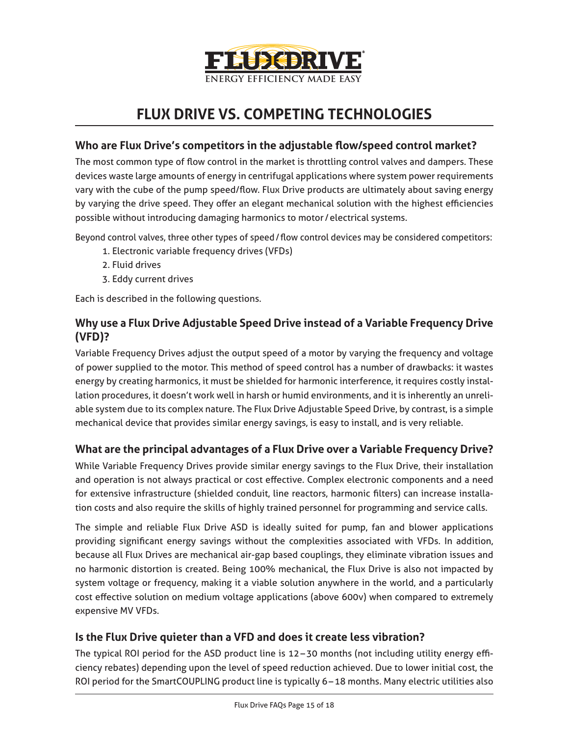# FLUX DRIVE VS. COMPETING TECHNOLOGIES

### Who are Flux Drive's competitors in the adjustable flow/speed control market?

The most common type of flow control in the market is throttling control valves and dampers. These devices waste large amounts of energy in centrifugal applications where system power requirements vary with the cube of the pump speed/flow. Flux Drive products are ultimately about saving energy by varying the drive speed. They offer an elegant mechanical solution with the highest efficiencies possible without introducing damaging harmonics to motor / electrical systems.

Beyond control valves, three other types of speed / flow control devices may be considered competitors:

1. Electronic variable frequency drives (VFDs)
2. Fluid drives
3. Eddy current drives

Each is described in the following questions.

### Why use a Flux Drive Adjustable Speed Drive instead of a Variable Frequency Drive (VFD)?

Variable Frequency Drives adjust the output speed of a motor by varying the frequency and voltage of power supplied to the motor. This method of speed control has a number of drawbacks: it wastes energy by creating harmonics, it must be shielded for harmonic interference, it requires costly installation procedures, it doesn't work well in harsh or humid environments, and it is inherently an unreliable system due to its complex nature. The Flux Drive Adjustable Speed Drive, by contrast, is a simple mechanical device that provides similar energy savings, is easy to install, and is very reliable.

### What are the principal advantages of a Flux Drive over a Variable Frequency Drive?

While Variable Frequency Drives provide similar energy savings to the Flux Drive, their installation and operation is not always practical or cost effective. Complex electronic components and a need for extensive infrastructure (shielded conduit, line reactors, harmonic filters) can increase installation costs and also require the skills of highly trained personnel for programming and service calls.

The simple and reliable Flux Drive ASD is ideally suited for pump, fan and blower applications providing significant energy savings without the complexities associated with VFDs. In addition, because all Flux Drives are mechanical air-gap based couplings, they eliminate vibration issues and no harmonic distortion is created. Being 100% mechanical, the Flux Drive is also not impacted by system voltage or frequency, making it a viable solution anywhere in the world, and a particularly cost effective solution on medium voltage applications (above 600v) when compared to extremely expensive MV VFDs.

### Is the Flux Drive quieter than a VFD and does it create less vibration?

The typical ROI period for the ASD product line is 12 – 30 months (not including utility energy efficiency rebates) depending upon the level of speed reduction achieved. Due to lower initial cost, the ROI period for the SmartCOUPLING product line is typically 6 – 18 months. Many electric utilities also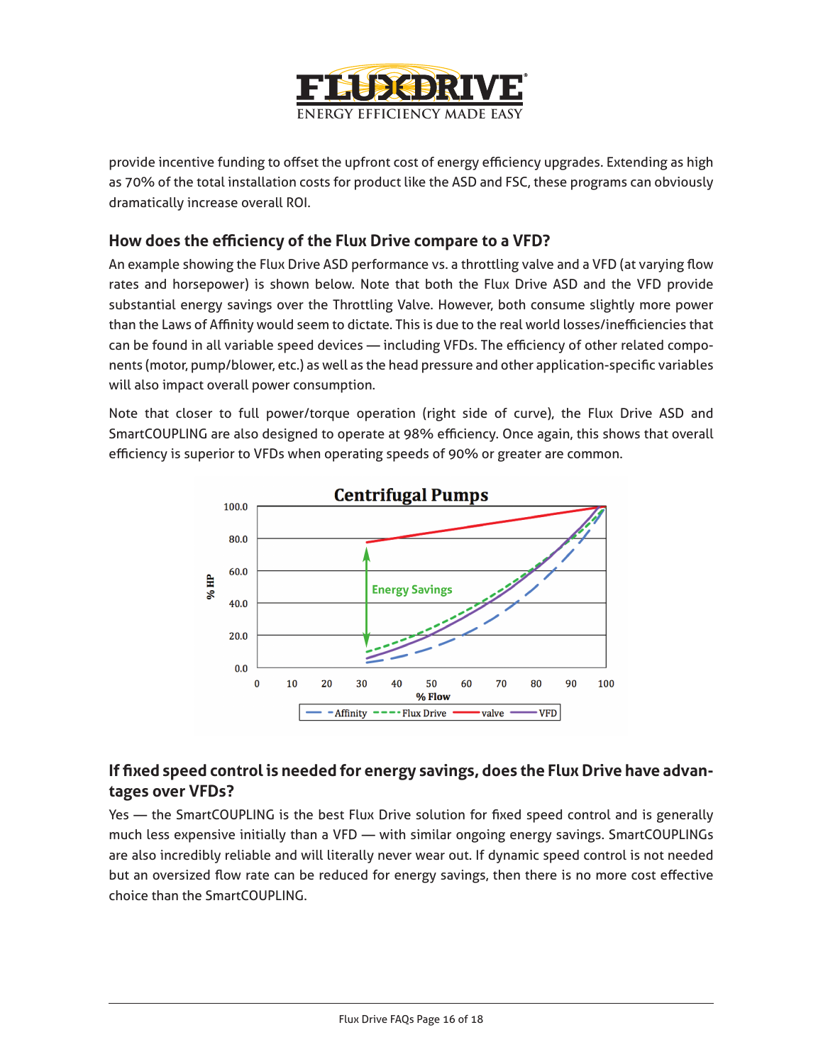provide incentive funding to offset the upfront cost of energy efficiency upgrades. Extending as high as 70% of the total installation costs for product like the ASD and FSC, these programs can obviously dramatically increase overall ROI.

## How does the efficiency of the Flux Drive compare to a VFD?

An example showing the Flux Drive ASD performance vs. a throttling valve and a VFD (at varying flow rates and horsepower) is shown below. Note that both the Flux Drive ASD and the VFD provide substantial energy savings over the Throttling Valve. However, both consume slightly more power than the Laws of Affinity would seem to dictate. This is due to the real world losses/inefficiencies that can be found in all variable speed devices — including VFDs. The efficiency of other related components (motor, pump/blower, etc.) as well as the head pressure and other application-specific variables will also impact overall power consumption.

Note that closer to full power/torque operation (right side of curve), the Flux Drive ASD and SmartCOUPLING are also designed to operate at 98% efficiency. Once again, this shows that overall efficiency is superior to VFDs when operating speeds of 90% or greater are common.

Centrifugal Pumps

## If fixed speed control is needed for energy savings, does the Flux Drive have advantages over VFDs?

Yes — the SmartCOUPLING is the best Flux Drive solution for fixed speed control and is generally much less expensive initially than a VFD — with similar ongoing energy savings. SmartCOUPLINGs are also incredibly reliable and will literally never wear out. If dynamic speed control is not needed but an oversized flow rate can be reduced for energy savings, then there is no more cost effective choice than the SmartCOUPLING.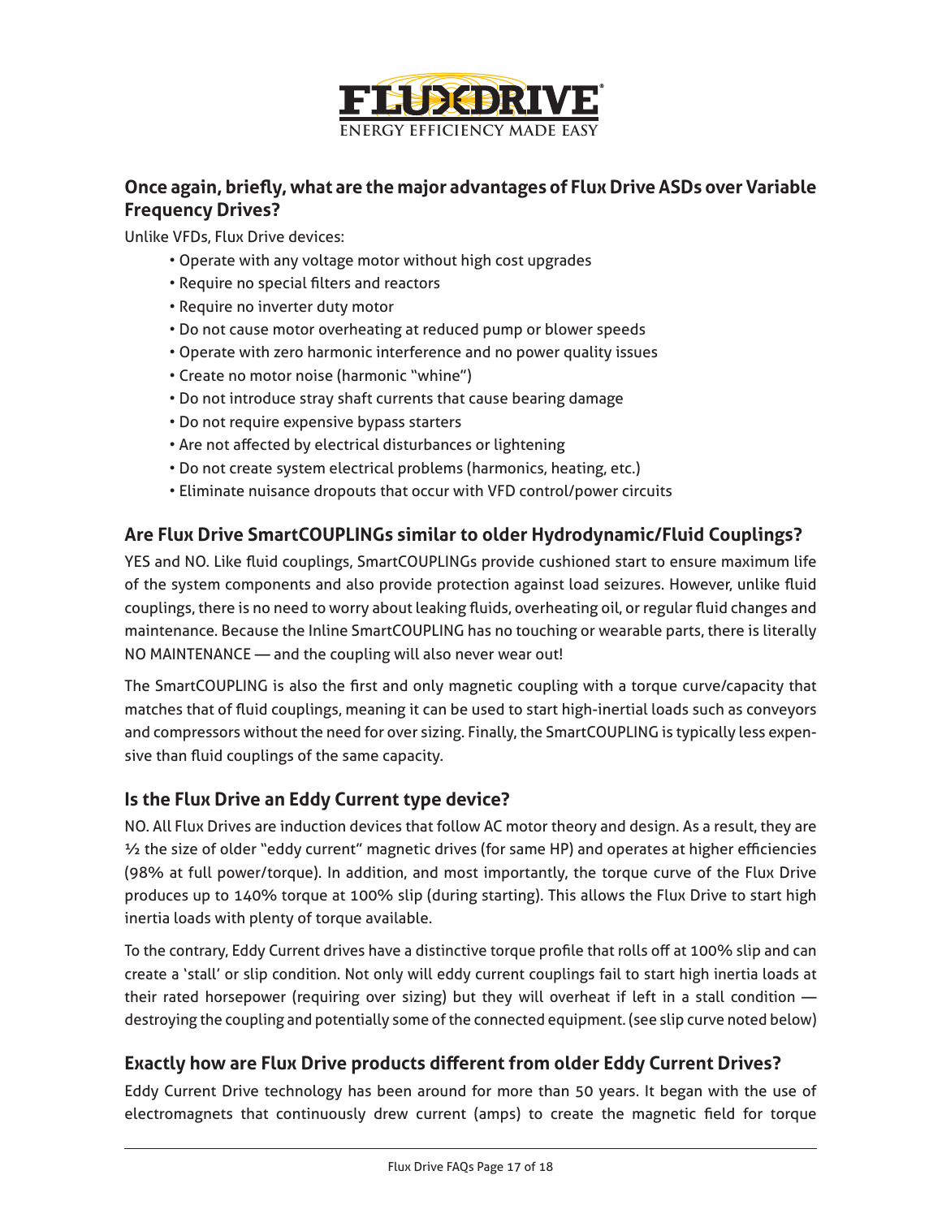## Once again, briefly, what are the major advantages of Flux Drive ASDs over Variable Frequency Drives?

Unlike VFDs, Flux Drive devices:

- Operate with any voltage motor without high cost upgrades
- Require no special filters and reactors
- Require no inverter duty motor
- Do not cause motor overheating at reduced pump or blower speeds
- Operate with zero harmonic interference and no power quality issues
- Create no motor noise (harmonic "whine")
- Do not introduce stray shaft currents that cause bearing damage
- Do not require expensive bypass starters
- Are not affected by electrical disturbances or lightening
- Do not create system electrical problems (harmonics, heating, etc.)
- Eliminate nuisance dropouts that occur with VFD control/power circuits

## Are Flux Drive SmartCOUPLINGs similar to older Hydrodynamic/Fluid Couplings?

YES and NO. Like fluid couplings, SmartCOUPLINGs provide cushioned start to ensure maximum life of the system components and also provide protection against load seizures. However, unlike fluid couplings, there is no need to worry about leaking fluids, overheating oil, or regular fluid changes and maintenance. Because the Inline SmartCOUPLING has no touching or wearable parts, there is literally NO MAINTENANCE — and the coupling will also never wear out!

The SmartCOUPLING is also the first and only magnetic coupling with a torque curve/capacity that matches that of fluid couplings, meaning it can be used to start high-inertial loads such as conveyors and compressors without the need for over sizing. Finally, the SmartCOUPLING is typically less expensive than fluid couplings of the same capacity.

## Is the Flux Drive an Eddy Current type device?

NO. All Flux Drives are induction devices that follow AC motor theory and design. As a result, they are ½ the size of older "eddy current" magnetic drives (for same HP) and operates at higher efficiencies (98% at full power/torque). In addition, and most importantly, the torque curve of the Flux Drive produces up to 140% torque at 100% slip (during starting). This allows the Flux Drive to start high inertia loads with plenty of torque available.

To the contrary, Eddy Current drives have a distinctive torque profile that rolls off at 100% slip and can create a 'stall' or slip condition. Not only will eddy current couplings fail to start high inertia loads at their rated horsepower (requiring over sizing) but they will overheat if left in a stall condition — destroying the coupling and potentially some of the connected equipment. (see slip curve noted below)

## Exactly how are Flux Drive products different from older Eddy Current Drives?

Eddy Current Drive technology has been around for more than 50 years. It began with the use of electromagnets that continuously drew current (amps) to create the magnetic field for torque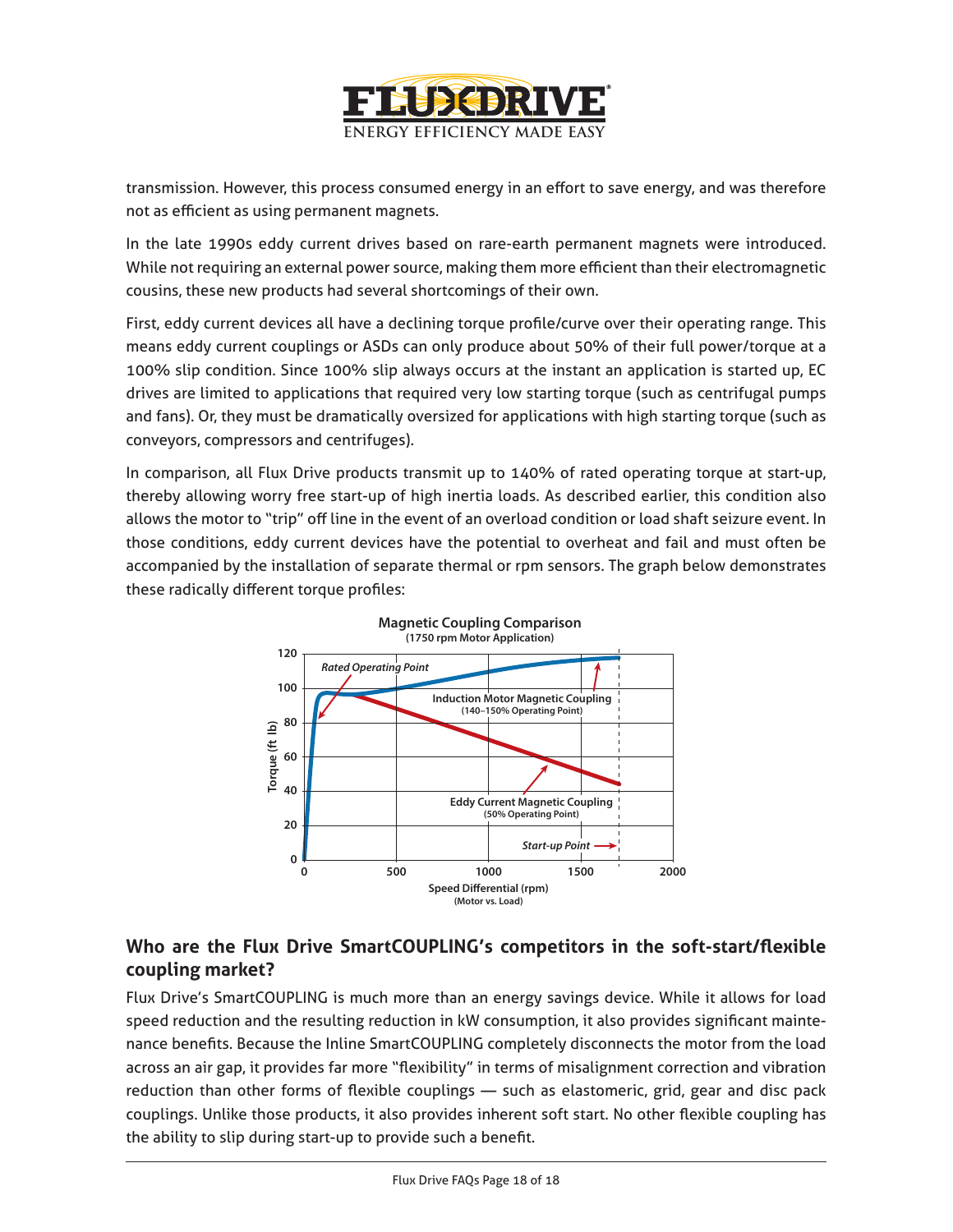transmission. However, this process consumed energy in an effort to save energy, and was therefore not as efficient as using permanent magnets.

In the late 1990s eddy current drives based on rare-earth permanent magnets were introduced. While not requiring an external power source, making them more efficient than their electromagnetic cousins, these new products had several shortcomings of their own.

First, eddy current devices all have a declining torque profile/curve over their operating range. This means eddy current couplings or ASDs can only produce about 50% of their full power/torque at a 100% slip condition. Since 100% slip always occurs at the instant an application is started up, EC drives are limited to applications that required very low starting torque (such as centrifugal pumps and fans). Or, they must be dramatically oversized for applications with high starting torque (such as conveyors, compressors and centrifuges).

In comparison, all Flux Drive products transmit up to 140% of rated operating torque at start-up, thereby allowing worry free start-up of high inertia loads. As described earlier, this condition also allows the motor to "trip" off line in the event of an overload condition or load shaft seizure event. In those conditions, eddy current devices have the potential to overheat and fail and must often be accompanied by the installation of separate thermal or rpm sensors. The graph below demonstrates these radically different torque profiles:

**Magnetic Coupling Comparison**
(1750 rpm Motor Application)

Rated Operating Point
Induction Motor Magnetic Coupling (140–150% Operating Point)
Eddy Current Magnetic Coupling (50% Operating Point)
Start-up Point

Torque (ft lb): 0, 20, 40, 60, 80, 100, 120
Speed Differential (rpm) (Motor vs. Load): 0, 500, 1000, 1500, 2000

## Who are the Flux Drive SmartCOUPLING's competitors in the soft-start/flexible coupling market?

Flux Drive's SmartCOUPLING is much more than an energy savings device. While it allows for load speed reduction and the resulting reduction in kW consumption, it also provides significant maintenance benefits. Because the Inline SmartCOUPLING completely disconnects the motor from the load across an air gap, it provides far more "flexibility" in terms of misalignment correction and vibration reduction than other forms of flexible couplings — such as elastomeric, grid, gear and disc pack couplings. Unlike those products, it also provides inherent soft start. No other flexible coupling has the ability to slip during start-up to provide such a benefit.